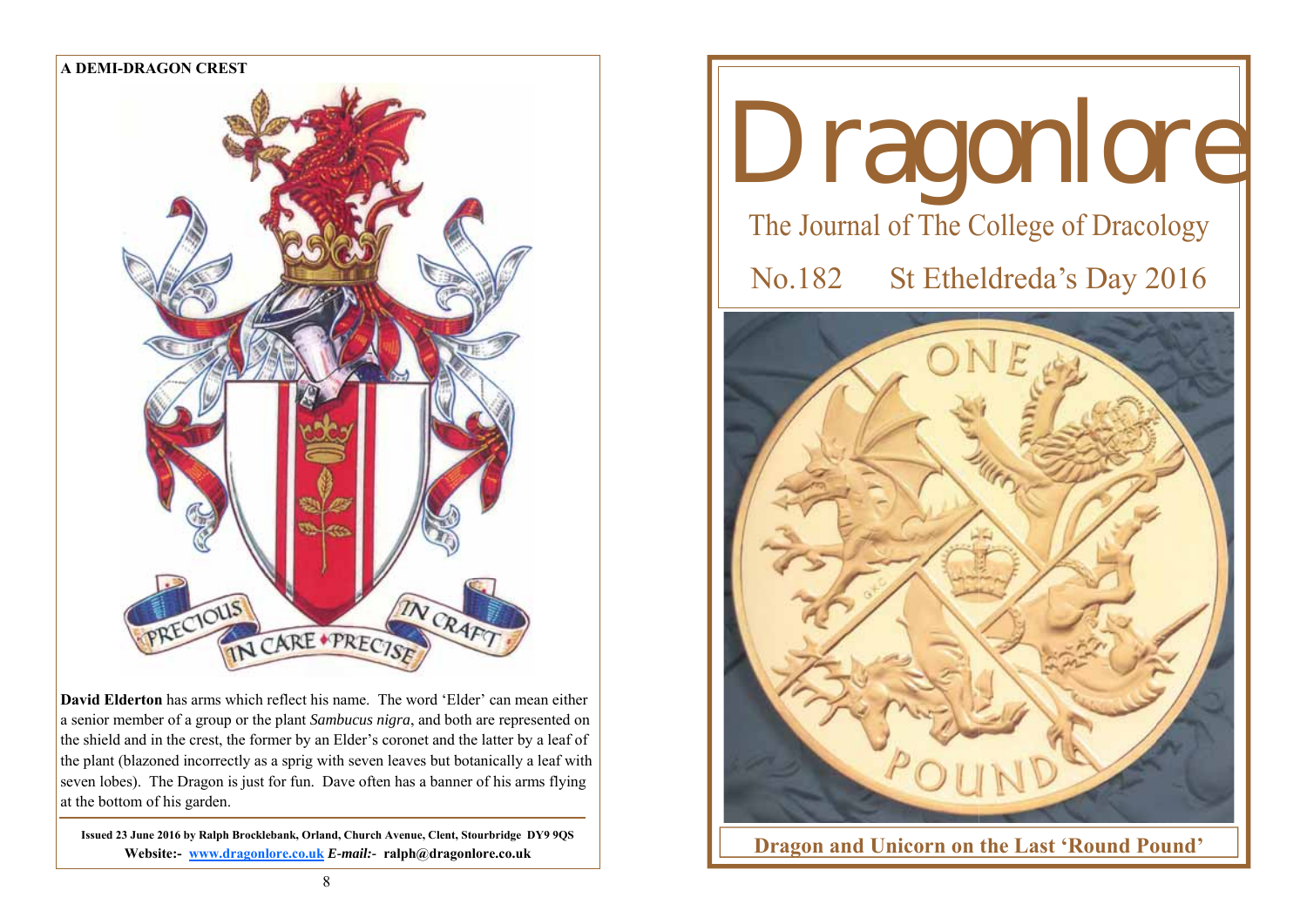## A DEMI-DRAGON CREST

PRECIOUS IN CARE • PRECISE IN CRAFT

**David Elderton** has arms which reflect his name. The word 'Elder' can mean either a senior member of a group or the plant *Sambucus nigra*, and both are represented on the shield and in the crest, the former by an Elder's coronet and the latter by a leaf of the plant (blazoned incorrectly as a sprig with seven leaves but botanically a leaf with seven lobes). The Dragon is just for fun. Dave often has a banner of his arms flying at the bottom of his garden.

**Issued 23 June 2016 by Ralph Brocklebank, Orland, Church Avenue, Clent, Stourbridge DY9 9QS**
**Website:- www.dragonlore.co.uk *E-mail:-* ralph@dragonlore.co.uk**

# Dragonlore

The Journal of The College of Dracology

No.182 St Etheldreda's Day 2016

**Dragon and Unicorn on the Last 'Round Pound'**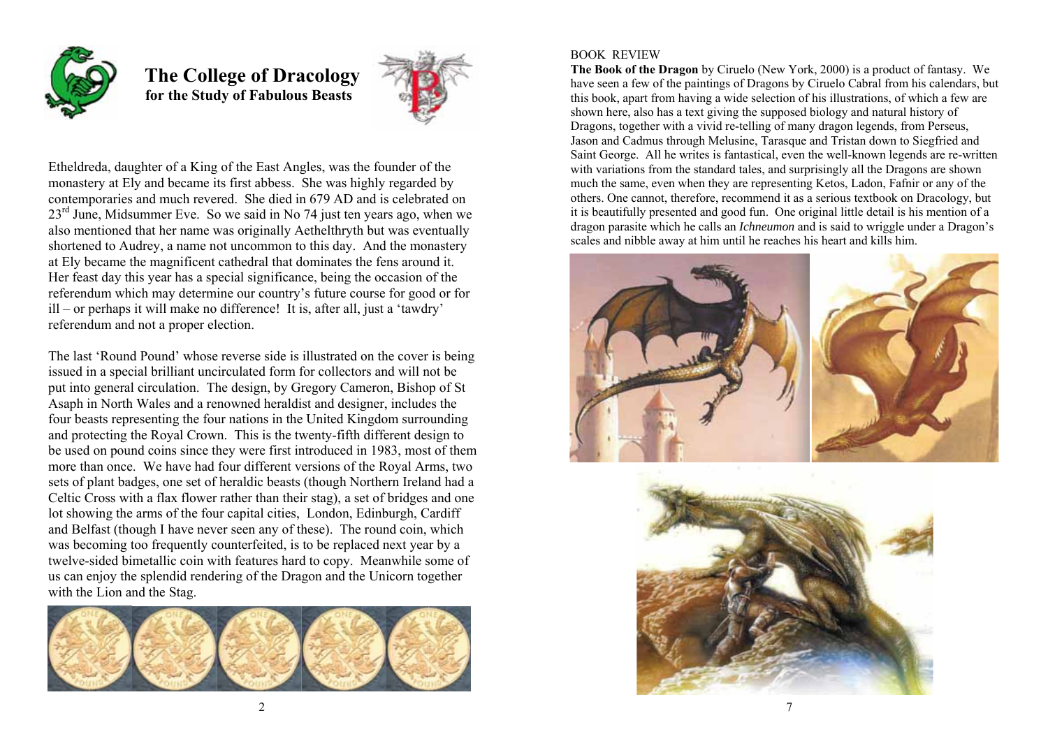# The College of Dracology
## for the Study of Fabulous Beasts

Etheldreda, daughter of a King of the East Angles, was the founder of the monastery at Ely and became its first abbess. She was highly regarded by contemporaries and much revered. She died in 679 AD and is celebrated on 23rd June, Midsummer Eve. So we said in No 74 just ten years ago, when we also mentioned that her name was originally Aethelthryth but was eventually shortened to Audrey, a name not uncommon to this day. And the monastery at Ely became the magnificent cathedral that dominates the fens around it. Her feast day this year has a special significance, being the occasion of the referendum which may determine our country's future course for good or for ill – or perhaps it will make no difference! It is, after all, just a 'tawdry' referendum and not a proper election.

The last 'Round Pound' whose reverse side is illustrated on the cover is being issued in a special brilliant uncirculated form for collectors and will not be put into general circulation. The design, by Gregory Cameron, Bishop of St Asaph in North Wales and a renowned heraldist and designer, includes the four beasts representing the four nations in the United Kingdom surrounding and protecting the Royal Crown. This is the twenty-fifth different design to be used on pound coins since they were first introduced in 1983, most of them more than once. We have had four different versions of the Royal Arms, two sets of plant badges, one set of heraldic beasts (though Northern Ireland had a Celtic Cross with a flax flower rather than their stag), a set of bridges and one lot showing the arms of the four capital cities, London, Edinburgh, Cardiff and Belfast (though I have never seen any of these). The round coin, which was becoming too frequently counterfeited, is to be replaced next year by a twelve-sided bimetallic coin with features hard to copy. Meanwhile some of us can enjoy the splendid rendering of the Dragon and the Unicorn together with the Lion and the Stag.

BOOK REVIEW

**The Book of the Dragon** by Ciruelo (New York, 2000) is a product of fantasy. We have seen a few of the paintings of Ciruelo Cabral from his calendars, but this book, apart from having a wide selection of his illustrations, of which a few are shown here, also has a text giving the supposed biology and natural history of Dragons, together with a vivid re-telling of many dragon legends, from Perseus, Jason and Cadmus through Melusine, Tarasque and Tristan down to Siegfried and Saint George. All he writes is fantastical, even the well-known legends are re-written with variations from the standard tales, and surprisingly all the Dragons are shown much the same, even when they are representing Ketos, Ladon, Fafnir or any of the others. One cannot, therefore, recommend it as a serious textbook on Dracology, but it is beautifully presented and good fun. One original little detail is his mention of a dragon parasite which he calls an *Ichneumon* and is said to wriggle under a Dragon's scales and nibble away at him until he reaches his heart and kills him.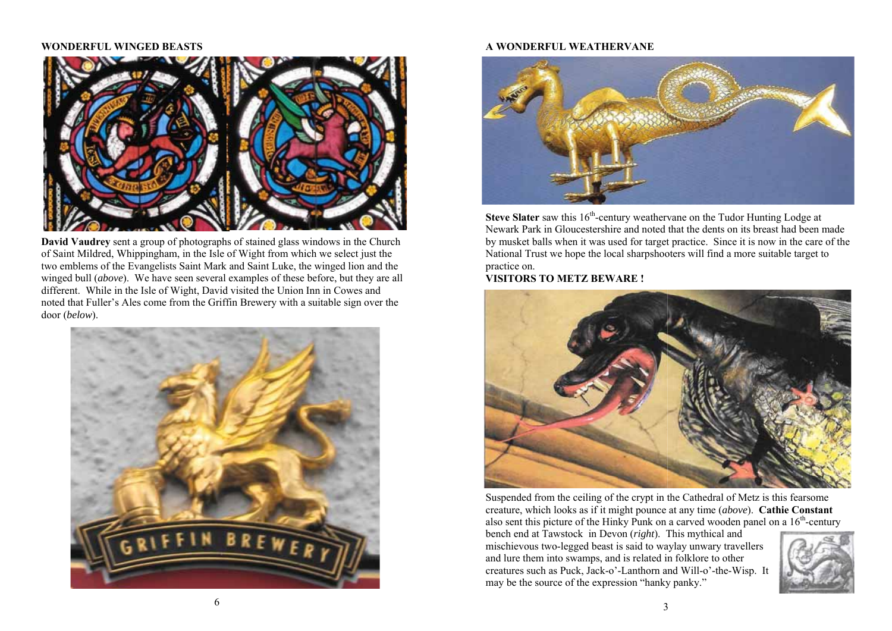## WONDERFUL WINGED BEASTS

**David Vaudrey** sent a group of photographs of stained glass windows in the Church of Saint Mildred, Whippingham, in the Isle of Wight from which we select just the two emblems of the Evangelists Saint Mark and Saint Luke, the winged lion and the winged bull (*above*). We have seen several examples of these before, but they are all different. While in the Isle of Wight, David visited the Union Inn in Cowes and noted that Fuller's Ales come from the Griffin Brewery with a suitable sign over the door (*below*).

## A WONDERFUL WEATHERVANE

**Steve Slater** saw this 16th-century weathervane on the Tudor Hunting Lodge at Newark Park in Gloucestershire and noted that the dents on its breast had been made by musket balls when it was used for target practice. Since it is now in the care of the National Trust we hope the local sharpshooters will find a more suitable target to practice on.

## VISITORS TO METZ BEWARE !

Suspended from the ceiling of the crypt in the Cathedral of Metz is this fearsome creature, which looks as if it might pounce at any time (*above*). **Cathie Constant** also sent this picture of the Hinky Punk on a carved wooden panel on a 16th-century bench end at Tawstock in Devon (*right*). This mythical and mischievous two-legged beast is said to waylay unwary travellers and lure them into swamps, and is related in folklore to other creatures such as Puck, Jack-o'-Lanthorn and Will-o'-the-Wisp. It may be the source of the expression "hanky panky."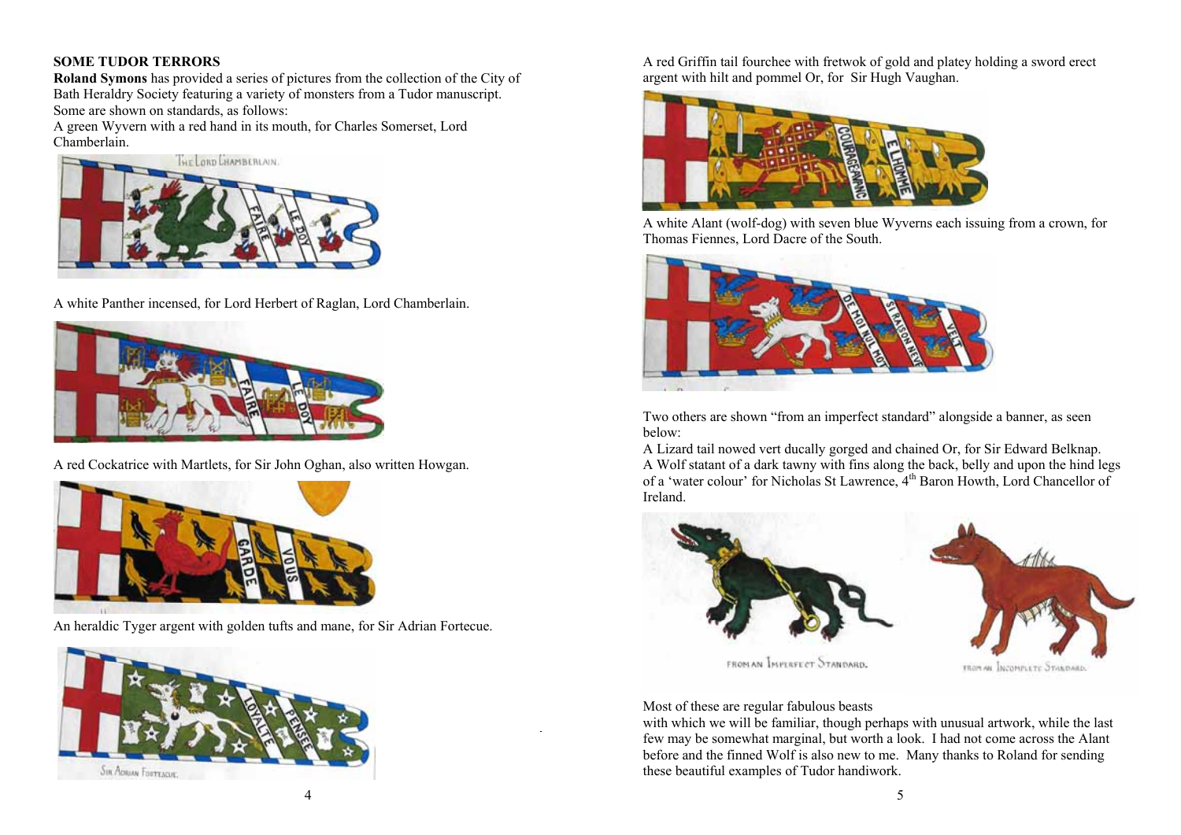**SOME TUDOR TERRORS**

**Roland Symons** has provided a series of pictures from the collection of the City of Bath Heraldry Society featuring a variety of monsters from a Tudor manuscript. Some are shown on standards, as follows:

A green Wyvern with a red hand in its mouth, for Charles Somerset, Lord Chamberlain.

A white Panther incensed, for Lord Herbert of Raglan, Lord Chamberlain.

A red Cockatrice with Martlets, for Sir John Oghan, also written Howgan.

An heraldic Tyger argent with golden tufts and mane, for Sir Adrian Fortecue.

A red Griffin tail fourchee with fretwok of gold and platey holding a sword erect argent with hilt and pommel Or, for Sir Hugh Vaughan.

A white Alant (wolf-dog) with seven blue Wyverns each issuing from a crown, for Thomas Fiennes, Lord Dacre of the South.

Two others are shown "from an imperfect standard" alongside a banner, as seen below:

A Lizard tail nowed vert ducally gorged and chained Or, for Sir Edward Belknap.

A Wolf statant of a dark tawny with fins along the back, belly and upon the hind legs of a 'water colour' for Nicholas St Lawrence, 4th Baron Howth, Lord Chancellor of Ireland.

Most of these are regular fabulous beasts with which we will be familiar, though perhaps with unusual artwork, while the last few may be somewhat marginal, but worth a look. I had not come across the Alant before and the finned Wolf is also new to me. Many thanks to Roland for sending these beautiful examples of Tudor handiwork.